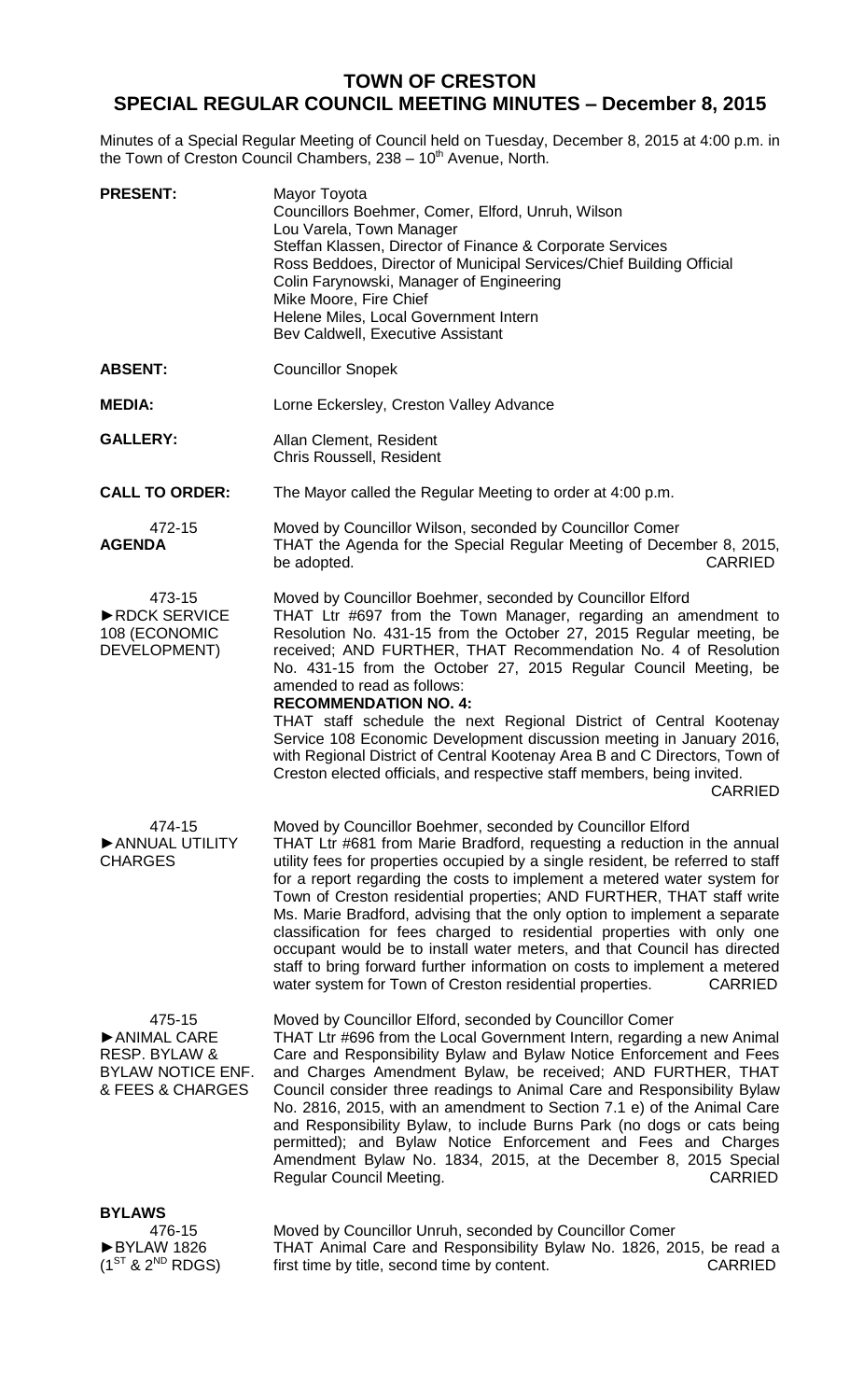# TOWN OF CRESTON
## SPECIAL REGULAR COUNCIL MEETING MINUTES – December 8, 2015

Minutes of a Special Regular Meeting of Council held on Tuesday, December 8, 2015 at 4:00 p.m. in the Town of Creston Council Chambers, 238 – 10th Avenue, North.

**PRESENT:** Mayor Toyota
Councillors Boehmer, Comer, Elford, Unruh, Wilson
Lou Varela, Town Manager
Steffan Klassen, Director of Finance & Corporate Services
Ross Beddoes, Director of Municipal Services/Chief Building Official
Colin Farynowski, Manager of Engineering
Mike Moore, Fire Chief
Helene Miles, Local Government Intern
Bev Caldwell, Executive Assistant

**ABSENT:** Councillor Snopek

**MEDIA:** Lorne Eckersley, Creston Valley Advance

**GALLERY:** Allan Clement, Resident
Chris Roussell, Resident

**CALL TO ORDER:** The Mayor called the Regular Meeting to order at 4:00 p.m.

472-15
**AGENDA**

Moved by Councillor Wilson, seconded by Councillor Comer
THAT the Agenda for the Special Regular Meeting of December 8, 2015, be adopted. CARRIED

473-15
►RDCK SERVICE 108 (ECONOMIC DEVELOPMENT)

Moved by Councillor Boehmer, seconded by Councillor Elford
THAT Ltr #697 from the Town Manager, regarding an amendment to Resolution No. 431-15 from the October 27, 2015 Regular meeting, be received; AND FURTHER, THAT Recommendation No. 4 of Resolution No. 431-15 from the October 27, 2015 Regular Council Meeting, be amended to read as follows:

**RECOMMENDATION NO. 4:**
THAT staff schedule the next Regional District of Central Kootenay Service 108 Economic Development discussion meeting in January 2016, with Regional District of Central Kootenay Area B and C Directors, Town of Creston elected officials, and respective staff members, being invited. CARRIED

474-15
►ANNUAL UTILITY CHARGES

Moved by Councillor Boehmer, seconded by Councillor Elford
THAT Ltr #681 from Marie Bradford, requesting a reduction in the annual utility fees for properties occupied by a single resident, be referred to staff for a report regarding the costs to implement a metered water system for Town of Creston residential properties; AND FURTHER, THAT staff write Ms. Marie Bradford, advising that the only option to implement a separate classification for fees charged to residential properties with only one occupant would be to install water meters, and that Council has directed staff to bring forward further information on costs to implement a metered water system for Town of Creston residential properties. CARRIED

475-15
►ANIMAL CARE RESP. BYLAW & BYLAW NOTICE ENF. & FEES & CHARGES

Moved by Councillor Elford, seconded by Councillor Comer
THAT Ltr #696 from the Local Government Intern, regarding a new Animal Care and Responsibility Bylaw and Bylaw Notice Enforcement and Fees and Charges Amendment Bylaw, be received; AND FURTHER, THAT Council consider three readings to Animal Care and Responsibility Bylaw No. 2816, 2015, with an amendment to Section 7.1 e) of the Animal Care and Responsibility Bylaw, to include Burns Park (no dogs or cats being permitted); and Bylaw Notice Enforcement and Fees and Charges Amendment Bylaw No. 1834, 2015, at the December 8, 2015 Special Regular Council Meeting. CARRIED

**BYLAWS**

476-15
►BYLAW 1826 ($1^{ST}$ & $2^{ND}$ RDGS)

Moved by Councillor Unruh, seconded by Councillor Comer
THAT Animal Care and Responsibility Bylaw No. 1826, 2015, be read a first time by title, second time by content. CARRIED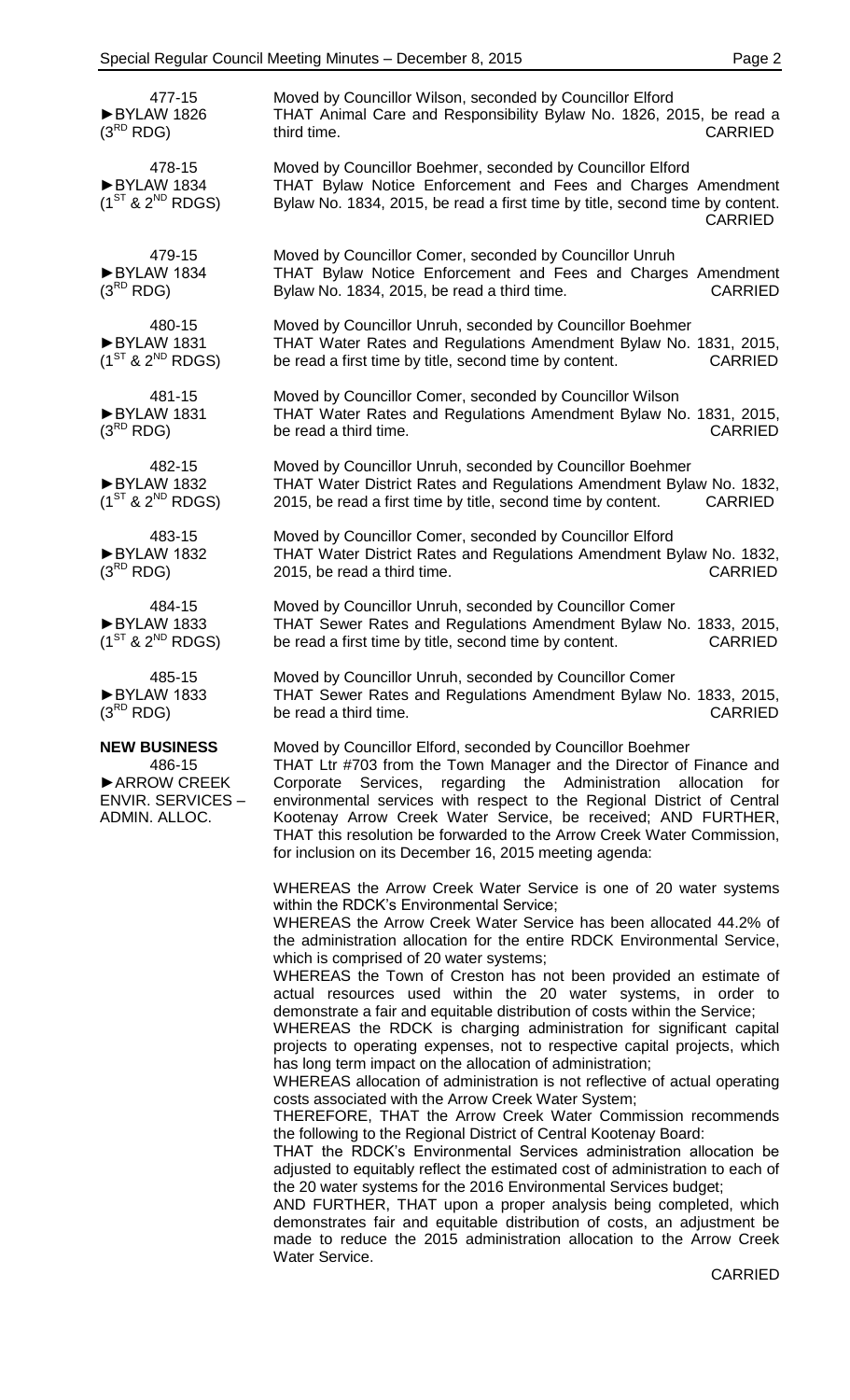477-15
►BYLAW 1826
($3^{RD}$ RDG)

Moved by Councillor Wilson, seconded by Councillor Elford
THAT Animal Care and Responsibility Bylaw No. 1826, 2015, be read a third time. CARRIED

478-15
►BYLAW 1834
($1^{ST}$ & $2^{ND}$ RDGS)

Moved by Councillor Boehmer, seconded by Councillor Elford
THAT Bylaw Notice Enforcement and Fees and Charges Amendment Bylaw No. 1834, 2015, be read a first time by title, second time by content. CARRIED

479-15
►BYLAW 1834
($3^{RD}$ RDG)

Moved by Councillor Comer, seconded by Councillor Unruh
THAT Bylaw Notice Enforcement and Fees and Charges Amendment Bylaw No. 1834, 2015, be read a third time. CARRIED

480-15
►BYLAW 1831
($1^{ST}$ & $2^{ND}$ RDGS)

Moved by Councillor Unruh, seconded by Councillor Boehmer
THAT Water Rates and Regulations Amendment Bylaw No. 1831, 2015, be read a first time by title, second time by content. CARRIED

481-15
►BYLAW 1831
($3^{RD}$ RDG)

Moved by Councillor Comer, seconded by Councillor Wilson
THAT Water Rates and Regulations Amendment Bylaw No. 1831, 2015, be read a third time. CARRIED

482-15
►BYLAW 1832
($1^{ST}$ & $2^{ND}$ RDGS)

Moved by Councillor Unruh, seconded by Councillor Boehmer
THAT Water District Rates and Regulations Amendment Bylaw No. 1832, 2015, be read a first time by title, second time by content. CARRIED

483-15
►BYLAW 1832
($3^{RD}$ RDG)

Moved by Councillor Comer, seconded by Councillor Elford
THAT Water District Rates and Regulations Amendment Bylaw No. 1832, 2015, be read a third time. CARRIED

484-15
►BYLAW 1833
($1^{ST}$ & $2^{ND}$ RDGS)

Moved by Councillor Unruh, seconded by Councillor Comer
THAT Sewer Rates and Regulations Amendment Bylaw No. 1833, 2015, be read a first time by title, second time by content. CARRIED

485-15
►BYLAW 1833
($3^{RD}$ RDG)

Moved by Councillor Unruh, seconded by Councillor Comer
THAT Sewer Rates and Regulations Amendment Bylaw No. 1833, 2015, be read a third time. CARRIED

**NEW BUSINESS**
486-15
►ARROW CREEK ENVIR. SERVICES – ADMIN. ALLOC.

Moved by Councillor Elford, seconded by Councillor Boehmer
THAT Ltr #703 from the Town Manager and the Director of Finance and Corporate Services, regarding the Administration allocation for environmental services with respect to the Regional District of Central Kootenay Arrow Creek Water Service, be received; AND FURTHER, THAT this resolution be forwarded to the Arrow Creek Water Commission, for inclusion on its December 16, 2015 meeting agenda:

WHEREAS the Arrow Creek Water Service is one of 20 water systems within the RDCK's Environmental Service;
WHEREAS the Arrow Creek Water Service has been allocated 44.2% of the administration allocation for the entire RDCK Environmental Service, which is comprised of 20 water systems;
WHEREAS the Town of Creston has not been provided an estimate of actual resources used within the 20 water systems, in order to demonstrate a fair and equitable distribution of costs within the Service;
WHEREAS the RDCK is charging administration for significant capital projects to operating expenses, not to respective capital projects, which has long term impact on the allocation of administration;
WHEREAS allocation of administration is not reflective of actual operating costs associated with the Arrow Creek Water System;
THEREFORE, THAT the Arrow Creek Water Commission recommends the following to the Regional District of Central Kootenay Board:
THAT the RDCK's Environmental Services administration allocation be adjusted to equitably reflect the estimated cost of administration to each of the 20 water systems for the 2016 Environmental Services budget;
AND FURTHER, THAT upon a proper analysis being completed, which demonstrates fair and equitable distribution of costs, an adjustment be made to reduce the 2015 administration allocation to the Arrow Creek Water Service.

CARRIED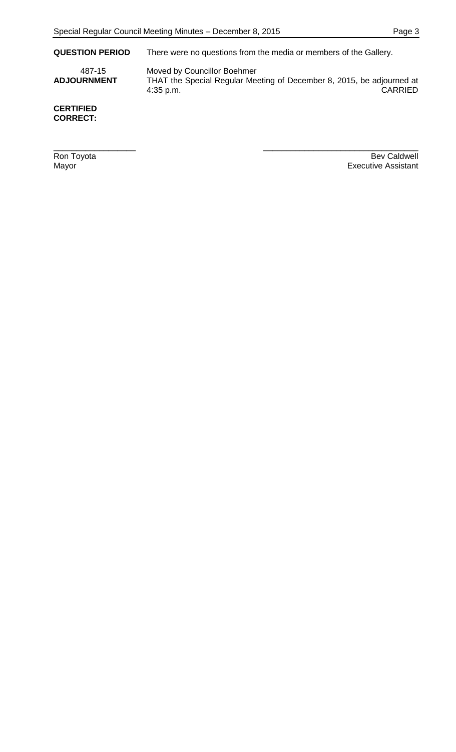**QUESTION PERIOD** There were no questions from the media or members of the Gallery.

487-15
**ADJOURNMENT**

Moved by Councillor Boehmer
THAT the Special Regular Meeting of December 8, 2015, be adjourned at 4:35 p.m. CARRIED

**CERTIFIED CORRECT:**

\_\_\_\_\_\_\_\_\_\_\_\_\_\_\_\_\_\_
Ron Toyota
Mayor

\_\_\_\_\_\_\_\_\_\_\_\_\_\_\_\_\_\_\_\_\_\_\_\_\_\_\_\_\_\_\_\_\_
Bev Caldwell
Executive Assistant